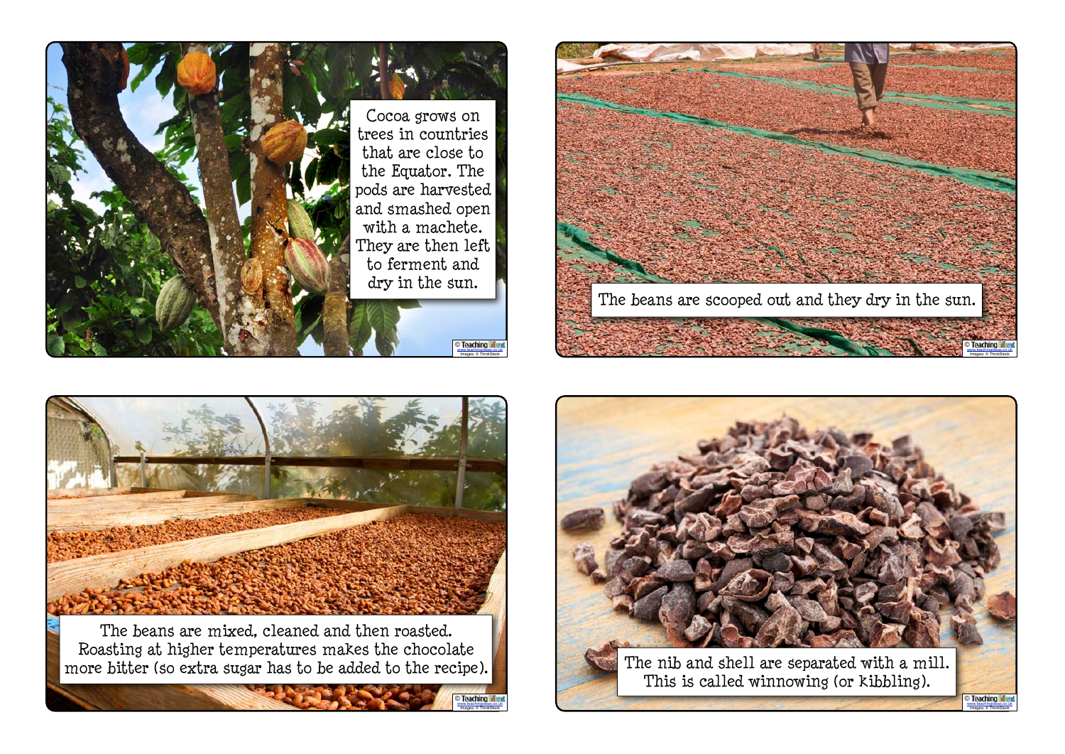Cocoa grows on trees in countries that are close to the Equator. The pods are harvested and smashed open with a machete. They are then left to ferment and dry in the sun.

The beans are scooped out and they dry in the sun.

The beans are mixed, cleaned and then roasted. Roasting at higher temperatures makes the chocolate more bitter (so extra sugar has to be added to the recipe).

The nib and shell are separated with a mill. This is called winnowing (or kibbling).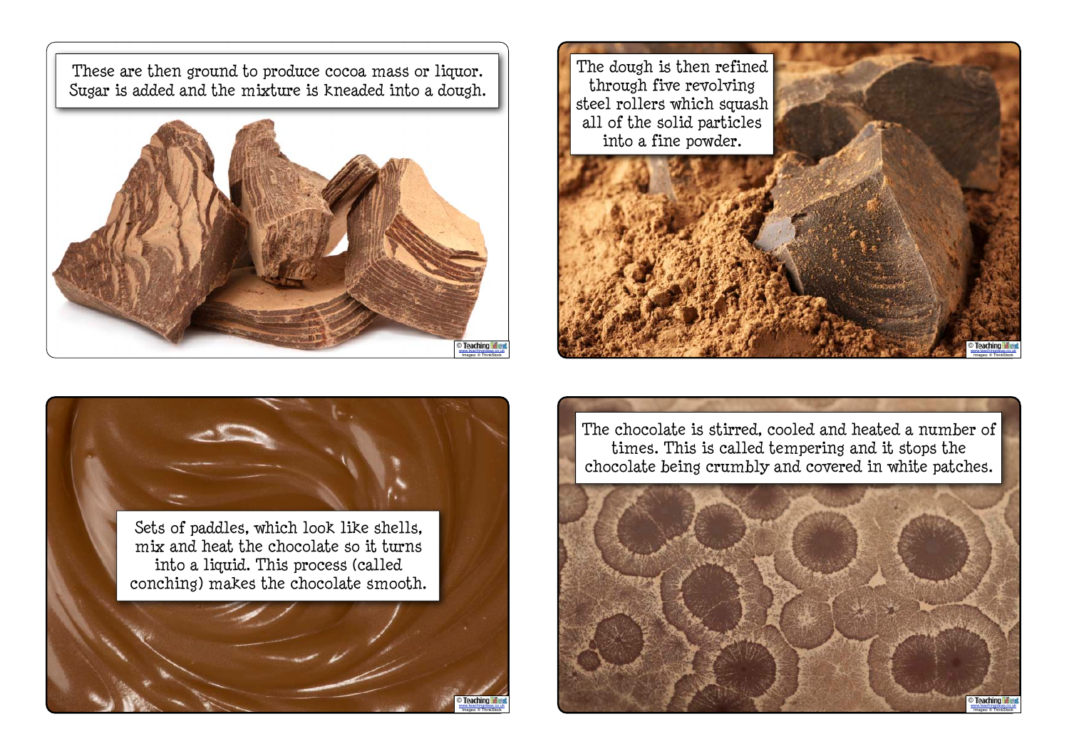These are then ground to produce cocoa mass or liquor. Sugar is added and the mixture is kneaded into a dough.

The dough is then refined through five revolving steel rollers which squash all of the solid particles into a fine powder.

Sets of paddles, which look like shells, mix and heat the chocolate so it turns into a liquid. This process (called conching) makes the chocolate smooth.

The chocolate is stirred, cooled and heated a number of times. This is called tempering and it stops the chocolate being crumbly and covered in white patches.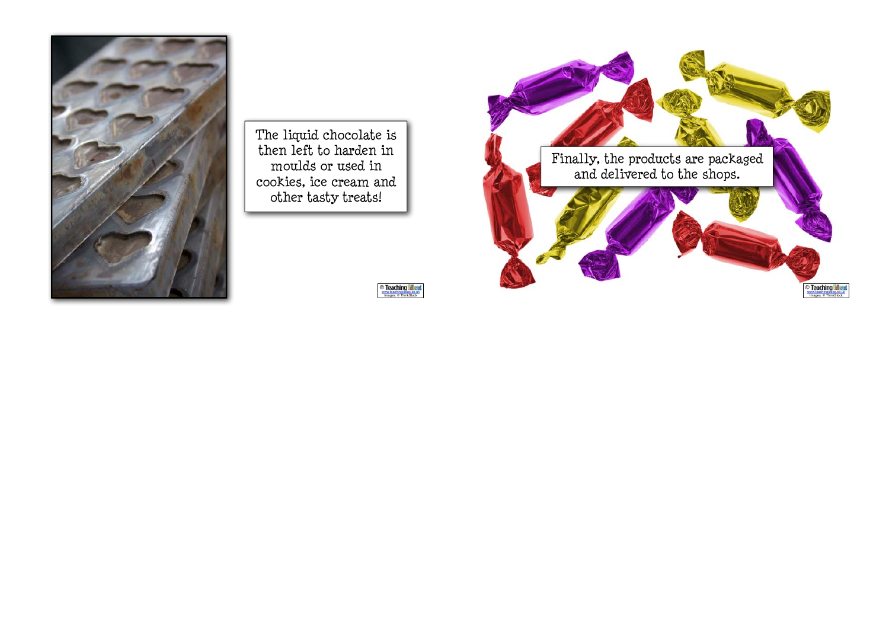The liquid chocolate is then left to harden in moulds or used in cookies, ice cream and other tasty treats!

Finally, the products are packaged and delivered to the shops.